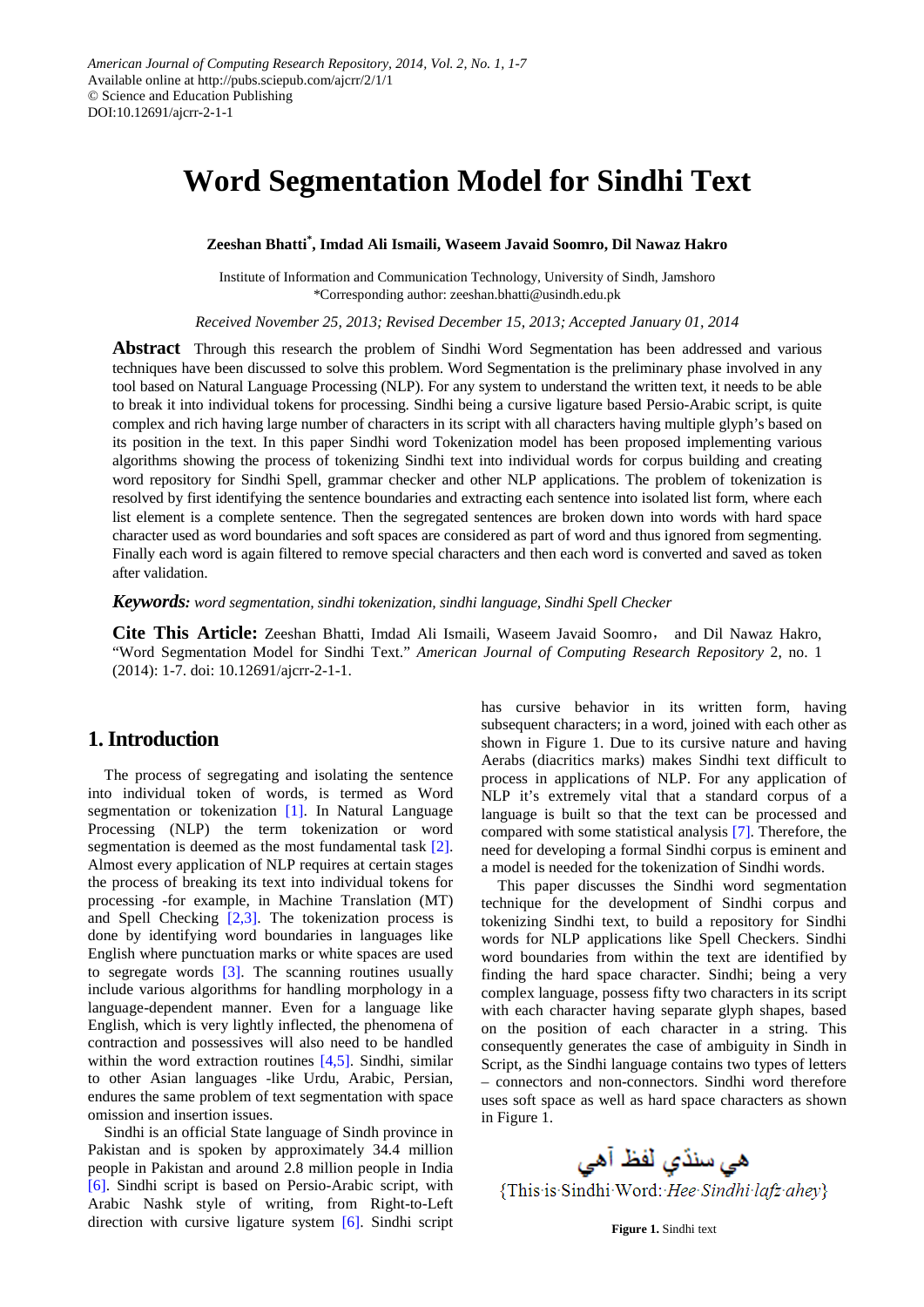American Journal of Computing Research Repository, 2014, Vol. 2, No. 1, 1-7
Available online at http://pubs.sciepub.com/ajcrr/2/1/1
© Science and Education Publishing
DOI:10.12691/ajcrr-2-1-1

# Word Segmentation Model for Sindhi Text

**Zeeshan Bhatti*, Imdad Ali Ismaili, Waseem Javaid Soomro, Dil Nawaz Hakro**

Institute of Information and Communication Technology, University of Sindh, Jamshoro
*Corresponding author: zeeshan.bhatti@usindh.edu.pk

*Received November 25, 2013; Revised December 15, 2013; Accepted January 01, 2014*

**Abstract** Through this research the problem of Sindhi Word Segmentation has been addressed and various techniques have been discussed to solve this problem. Word Segmentation is the preliminary phase involved in any tool based on Natural Language Processing (NLP). For any system to understand the written text, it needs to be able to break it into individual tokens for processing. Sindhi being a cursive ligature based Persio-Arabic script, is quite complex and rich having large number of characters in its script with all characters having multiple glyph's based on its position in the text. In this paper Sindhi word Tokenization model has been proposed implementing various algorithms showing the process of tokenizing Sindhi text into individual words for corpus building and creating word repository for Sindhi Spell, grammar checker and other NLP applications. The problem of tokenization is resolved by first identifying the sentence boundaries and extracting each sentence into isolated list form, where each list element is a complete sentence. Then the segregated sentences are broken down into words with hard space character used as word boundaries and soft spaces are considered as part of word and thus ignored from segmenting. Finally each word is again filtered to remove special characters and then each word is converted and saved as token after validation.

***Keywords:*** *word segmentation, sindhi tokenization, sindhi language, Sindhi Spell Checker*

**Cite This Article:** Zeeshan Bhatti, Imdad Ali Ismaili, Waseem Javaid Soomro, and Dil Nawaz Hakro, "Word Segmentation Model for Sindhi Text." *American Journal of Computing Research Repository* 2, no. 1 (2014): 1-7. doi: 10.12691/ajcrr-2-1-1.

## 1. Introduction

The process of segregating and isolating the sentence into individual token of words, is termed as Word segmentation or tokenization [1]. In Natural Language Processing (NLP) the term tokenization or word segmentation is deemed as the most fundamental task [2]. Almost every application of NLP requires at certain stages the process of breaking its text into individual tokens for processing -for example, in Machine Translation (MT) and Spell Checking [2,3]. The tokenization process is done by identifying word boundaries in languages like English where punctuation marks or white spaces are used to segregate words [3]. The scanning routines usually include various algorithms for handling morphology in a language-dependent manner. Even for a language like English, which is very lightly inflected, the phenomena of contraction and possessives will also need to be handled within the word extraction routines [4,5]. Sindhi, similar to other Asian languages -like Urdu, Arabic, Persian, endures the same problem of text segmentation with space omission and insertion issues.

Sindhi is an official State language of Sindh province in Pakistan and is spoken by approximately 34.4 million people in Pakistan and around 2.8 million people in India [6]. Sindhi script is based on Persio-Arabic script, with Arabic Nashk style of writing, from Right-to-Left direction with cursive ligature system [6]. Sindhi script has cursive behavior in its written form, having subsequent characters; in a word, joined with each other as shown in Figure 1. Due to its cursive nature and having Aerabs (diacritics marks) makes Sindhi text difficult to process in applications of NLP. For any application of NLP it's extremely vital that a standard corpus of a language is built so that the text can be processed and compared with some statistical analysis [7]. Therefore, the need for developing a formal Sindhi corpus is eminent and a model is needed for the tokenization of Sindhi words.

This paper discusses the Sindhi word segmentation technique for the development of Sindhi corpus and tokenizing Sindhi text, to build a repository for Sindhi words for NLP applications like Spell Checkers. Sindhi word boundaries from within the text are identified by finding the hard space character. Sindhi; being a very complex language, possess fifty two characters in its script with each character having separate glyph shapes, based on the position of each character in a string. This consequently generates the case of ambiguity in Sindh in Script, as the Sindhi language contains two types of letters – connectors and non-connectors. Sindhi word therefore uses soft space as well as hard space characters as shown in Figure 1.

هي سنڌي لفظ آهي
{This·is·Sindhi·Word:·*Hee·Sindhi·lafz·ahey*}

**Figure 1.** Sindhi text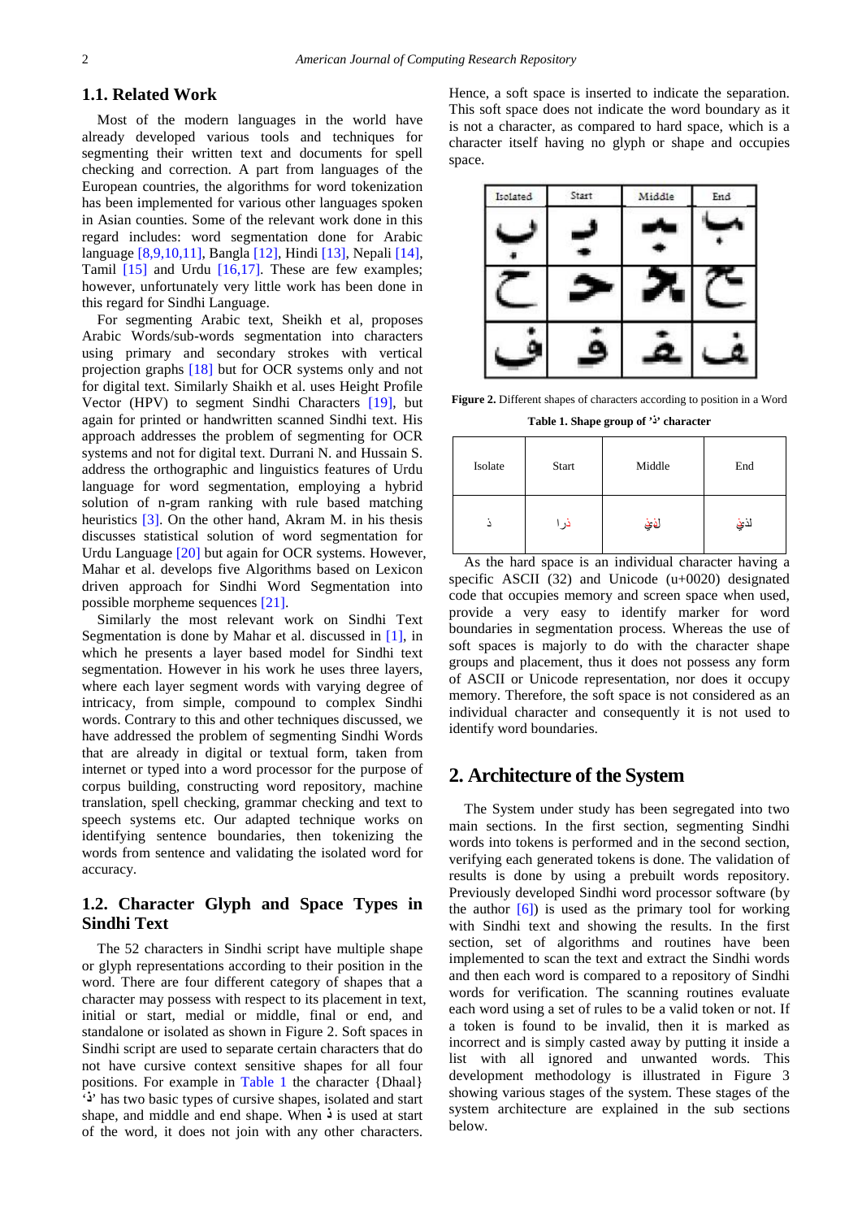## 1.1. Related Work

Most of the modern languages in the world have already developed various tools and techniques for segmenting their written text and documents for spell checking and correction. A part from languages of the European countries, the algorithms for word tokenization has been implemented for various other languages spoken in Asian counties. Some of the relevant work done in this regard includes: word segmentation done for Arabic language [8,9,10,11], Bangla [12], Hindi [13], Nepali [14], Tamil [15] and Urdu [16,17]. These are few examples; however, unfortunately very little work has been done in this regard for Sindhi Language.

For segmenting Arabic text, Sheikh et al, proposes Arabic Words/sub-words segmentation into characters using primary and secondary strokes with vertical projection graphs [18] but for OCR systems only and not for digital text. Similarly Shaikh et al. uses Height Profile Vector (HPV) to segment Sindhi Characters [19], but again for printed or handwritten scanned Sindhi text. His approach addresses the problem of segmenting for OCR systems and not for digital text. Durrani N. and Hussain S. address the orthographic and linguistics features of Urdu language for word segmentation, employing a hybrid solution of n-gram ranking with rule based matching heuristics [3]. On the other hand, Akram M. in his thesis discusses statistical solution of word segmentation for Urdu Language [20] but again for OCR systems. However, Mahar et al. develops five Algorithms based on Lexicon driven approach for Sindhi Word Segmentation into possible morpheme sequences [21].

Similarly the most relevant work on Sindhi Text Segmentation is done by Mahar et al. discussed in [1], in which he presents a layer based model for Sindhi text segmentation. However in his work he uses three layers, where each layer segment words with varying degree of intricacy, from simple, compound to complex Sindhi words. Contrary to this and other techniques discussed, we have addressed the problem of segmenting Sindhi Words that are already in digital or textual form, taken from internet or typed into a word processor for the purpose of corpus building, constructing word repository, machine translation, spell checking, grammar checking and text to speech systems etc. Our adapted technique works on identifying sentence boundaries, then tokenizing the words from sentence and validating the isolated word for accuracy.

## 1.2. Character Glyph and Space Types in Sindhi Text

The 52 characters in Sindhi script have multiple shape or glyph representations according to their position in the word. There are four different category of shapes that a character may possess with respect to its placement in text, initial or start, medial or middle, final or end, and standalone or isolated as shown in Figure 2. Soft spaces in Sindhi script are used to separate certain characters that do not have cursive context sensitive shapes for all four positions. For example in Table 1 the character {Dhaal} 'ڏ' has two basic types of cursive shapes, isolated and start shape, and middle and end shape. When ڏ is used at start of the word, it does not join with any other characters. Hence, a soft space is inserted to indicate the separation. This soft space does not indicate the word boundary as it is not a character, as compared to hard space, which is a character itself having no glyph or shape and occupies space.

| Isolated | Start | Middle | End |
|---|---|---|---|
| ب | بـ | ـبـ | ـب |
| ح | حـ | ـحـ | ـح |
| ف | فـ | ـفـ | ـف |

**Figure 2.** Different shapes of characters according to position in a Word

**Table 1. Shape group of 'ڏ' character**

| Isolate | Start | Middle | End |
|---|---|---|---|
| ڏ | ڏرا | لڏي | لڏي |

As the hard space is an individual character having a specific ASCII (32) and Unicode (u+0020) designated code that occupies memory and screen space when used, provide a very easy to identify marker for word boundaries in segmentation process. Whereas the use of soft spaces is majorly to do with the character shape groups and placement, thus it does not possess any form of ASCII or Unicode representation, nor does it occupy memory. Therefore, the soft space is not considered as an individual character and consequently it is not used to identify word boundaries.

## 2. Architecture of the System

The System under study has been segregated into two main sections. In the first section, segmenting Sindhi words into tokens is performed and in the second section, verifying each generated tokens is done. The validation of results is done by using a prebuilt words repository. Previously developed Sindhi word processor software (by the author [6]) is used as the primary tool for working with Sindhi text and showing the results. In the first section, set of algorithms and routines have been implemented to scan the text and extract the Sindhi words and then each word is compared to a repository of Sindhi words for verification. The scanning routines evaluate each word using a set of rules to be a valid token or not. If a token is found to be invalid, then it is marked as incorrect and is simply casted away by putting it inside a list with all ignored and unwanted words. This development methodology is illustrated in Figure 3 showing various stages of the system. These stages of the system architecture are explained in the sub sections below.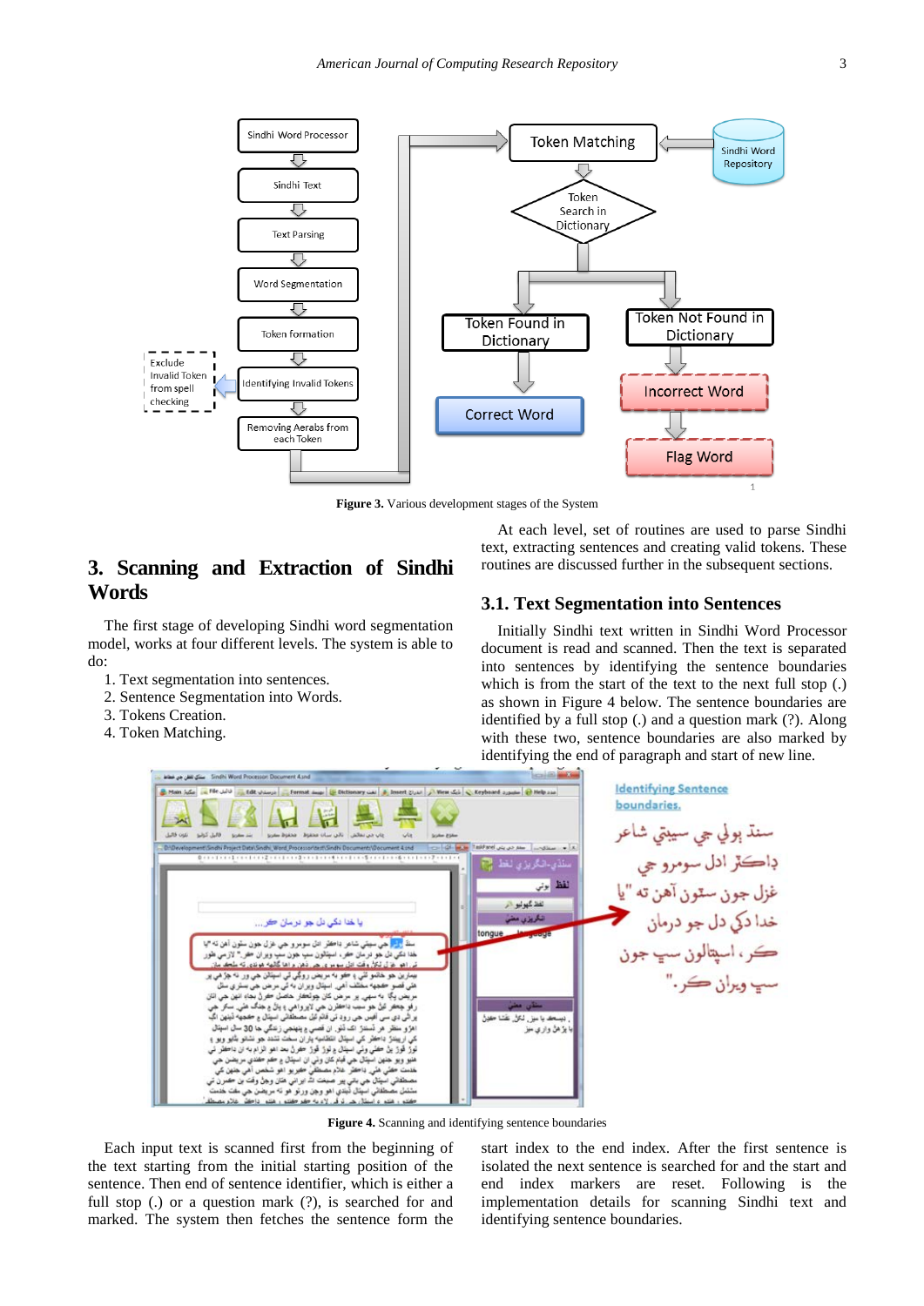Figure 3. Various development stages of the System

## 3. Scanning and Extraction of Sindhi Words

The first stage of developing Sindhi word segmentation model, works at four different levels. The system is able to do:

1. Text segmentation into sentences.
2. Sentence Segmentation into Words.
3. Tokens Creation.
4. Token Matching.

At each level, set of routines are used to parse Sindhi text, extracting sentences and creating valid tokens. These routines are discussed further in the subsequent sections.

### 3.1. Text Segmentation into Sentences

Initially Sindhi text written in Sindhi Word Processor document is read and scanned. Then the text is separated into sentences by identifying the sentence boundaries which is from the start of the text to the next full stop (.) as shown in Figure 4 below. The sentence boundaries are identified by a full stop (.) and a question mark (?). Along with these two, sentence boundaries are also marked by identifying the end of paragraph and start of new line.

Figure 4. Scanning and identifying sentence boundaries

Each input text is scanned first from the beginning of the text starting from the initial starting position of the sentence. Then end of sentence identifier, which is either a full stop (.) or a question mark (?), is searched for and marked. The system then fetches the sentence form the start index to the end index. After the first sentence is isolated the next sentence is searched for and the start and end index markers are reset. Following is the implementation details for scanning Sindhi text and identifying sentence boundaries.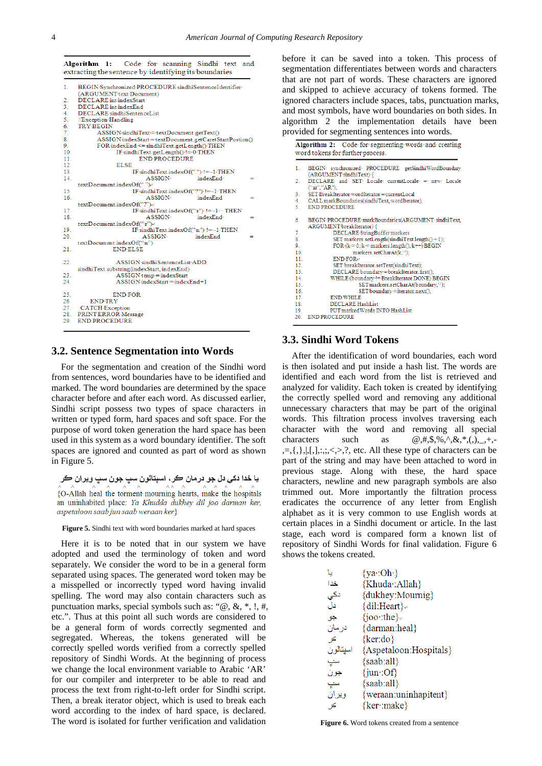**Algorithm 1:** Code for scanning Sindhi text and extracting the sentence by identifying its boundaries

```
1.  BEGIN Synchronized PROCEDURE sindhiSentenceIdentifier (ARGUMENT text Document)
2.  DECLARE int indexStart
3.  DECLARE int indexEnd
4.  DECLARE sindhiSentenceList
5.  //Exception Handling
6.  TRY BEGIN
7.      ASSIGN sindhiText = textDocument.getText()
8.      ASSIGN indexStart = textDocument.getCaretStartPostion()
9.      FOR indexEnd <= sindhiText.getLength() THEN
10.         IF sindhiText.getLength() != 0 THEN
11.             END PROCEDURE
12.         ELSE
13.             IF sindhiText.indexOf(".") != -1 THEN
14.                 ASSIGN indexEnd = textDocument.indexOf(".")
15.             IF sindhiText.indexOf("?") != -1 THEN
16.                 ASSIGN indexEnd = textDocument.indexOf("?")
17.             IF sindhiText.indexOf("\r") != -1 THEN
18.                 ASSIGN indexEnd = textDocument.indexOf("\r")
19.             IF StringText.indexOf("\n") != -1 THEN
20.                 ASSIGN indexEnd = textDocument.indexOf("\n")
21.         END ELSE
22.         ASSIGN sindhiSentenceList.ADD sindhiText.substring(indexStart, indexEnd)
23.         ASSIGN temp = indexStart
24.         ASSIGN indexStart = indexEnd+1
25.     END FOR
26. END TRY
27. CATCH Exception
28. PRINT ERROR Message
29. END PROCEDURE
```

## 3.2. Sentence Segmentation into Words

For the segmentation and creation of the Sindhi word from sentences, word boundaries have to be identified and marked. The word boundaries are determined by the space character before and after each word. As discussed earlier, Sindhi script possess two types of space characters in written or typed form, hard spaces and soft space. For the purpose of word token generation the hard space has been used in this system as a word boundary identifier. The soft spaces are ignored and counted as part of word as shown in Figure 5.

يا خدا دکي دل جو درمان ڪر، اسپتالون سڀ جون سڀ ويران ڪر

{O-Allah heal the torment mourning hearts, make the hospitals an uninhabited place: *Ya Khudda dukhey dil joo darman ker, aspetaloon saab jun saab weraan ker*}

**Figure 5.** Sindhi text with word boundaries marked at hard spaces

Here it is to be noted that in our system we have adopted and used the terminology of token and word separately. We consider the word to be in a general form separated using spaces. The generated word token may be a misspelled or incorrectly typed word having invalid spelling. The word may also contain characters such as punctuation marks, special symbols such as: "@, &, *, !, #, etc.". Thus at this point all such words are considered to be a general form of words correctly segmented and segregated. Whereas, the tokens generated will be correctly spelled words verified from a correctly spelled repository of Sindhi Words. At the beginning of process we change the local environment variable to Arabic 'AR' for our compiler and interpreter to be able to read and process the text from right-to-left order for Sindhi script. Then, a break iterator object, which is used to break each word according to the index of hard space, is declared. The word is isolated for further verification and validation before it can be saved into a token. This process of segmentation differentiates between words and characters that are not part of words. These characters are ignored and skipped to achieve accuracy of tokens formed. The ignored characters include spaces, tabs, punctuation marks, and most symbols, have word boundaries on both sides. In algorithm 2 the implementation details have been provided for segmenting sentences into words.

**Algorithm 2:** Code for segmenting words and creating word tokens for further process.

```
1.  BEGIN synchronized PROCEDURE getSindhiWordBoundary (ARGUMENT sindhiText) {
2.  DECLARE and SET Locale currentLocale = new Locale ("ar","AR").
3.  SET BreakIterator wordIterator = currentLocal
4.  CALL markBoundaries(sindhiText, wordIterator);
5.  END PROCEDURE

6.  BEGIN PROCEDURE markBoundaries(ARGUMENT sindhiText, ARGUMENT breakIterator) {
7.      DECLARE StringBuffer markers
8.      SET markers.setLength(sindhiText.length() + 1);
9.      FOR (k = 0; k < markers.length(); k++) BEGIN
10.         markers.setCharAt(k,' ');
11.     END FOR
12.     SET breakIterator.setText(sindhiText);
13.     DECLARE boundary = breakIterator.first();
14.     WHILE (boundary != BreakIterator.DONE) BEGIN
15.         SET markers.setCharAt(boundary,'^');
16.         SET boundary = iterator.next();
17.     END WHILE
18.     DECLARE HashList
19.     PUT markedWords INTO HashList
20. END PROCEDURE
```

## 3.3. Sindhi Word Tokens

After the identification of word boundaries, each word is then isolated and put inside a hash list. The words are identified and each word from the list is retrieved and analyzed for validity. Each token is created by identifying the correctly spelled word and removing any additional unnecessary characters that may be part of the original words. This filtration process involves traversing each character with the word and removing all special characters such as @,#,$,%,^,&,*,(,),_,+,-,=,{,},|,[,],:,;,<,>,?, etc. All these type of characters can be part of the string and may have been attached to word in previous stage. Along with these, the hard space characters, newline and new paragraph symbols are also trimmed out. More importantly the filtration process eradicates the occurrence of any different letter from English alphabet as it is very common to use English words at certain places in a Sindhi document or article. In the last stage, each word is compared form a known list of repository of Sindhi Words for final validation. Figure 6 shows the tokens created.

| | |
|---|---|
| يا | {ya:Oh} |
| خدا | {Khuda:Allah} |
| دکي | {dukhey:Mournig} |
| دل | {dil:Heart} |
| جو | {joo:the} |
| درمان | {darman:heal} |
| ڪر | {ker:do} |
| اسپتالون | {Aspetaloon:Hospitals} |
| سڀ | {saab:all} |
| جون | {jun:Of} |
| سڀ | {saab:all} |
| ويران | {weraan:uninhapitent} |
| ڪر | {ker:make} |

**Figure 6.** Word tokens created from a sentence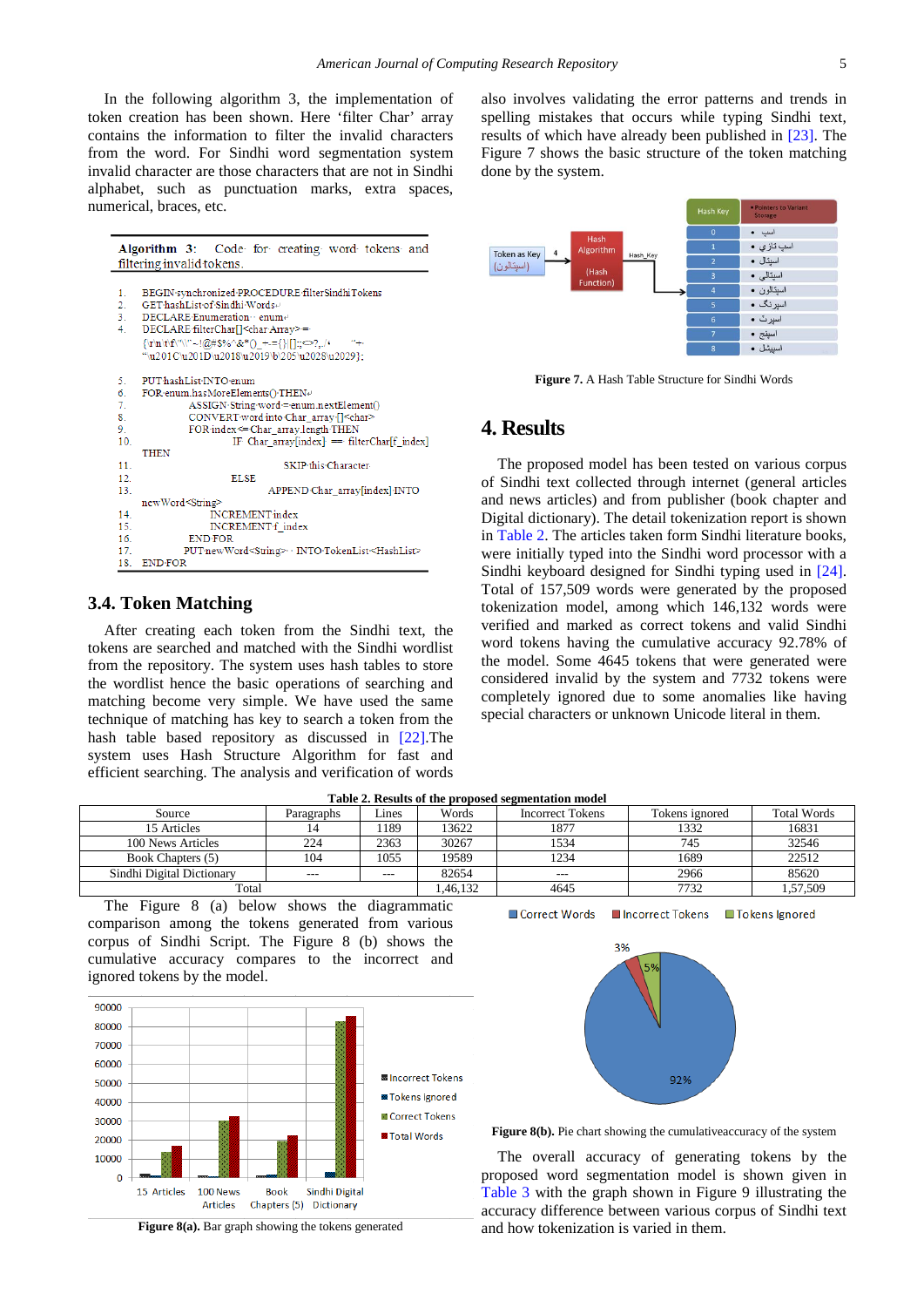In the following algorithm 3, the implementation of token creation has been shown. Here 'filter Char' array contains the information to filter the invalid characters from the word. For Sindhi word segmentation system invalid character are those characters that are not in Sindhi alphabet, such as punctuation marks, extra spaces, numerical, braces, etc.

**Algorithm 3:** Code for creating word tokens and filtering invalid tokens.

```
1.  BEGIN synchronized PROCEDURE filterSindhiTokens
2.  GET hashList of Sindhi Words
3.  DECLARE Enumeration   enum
4.  DECLARE filterChar[]<char Array> =
    {'\r\n\t\f\"\\'~!@#$%^&*()_-+={}|[];:<>?,./'   ''+
    "\u201C\u201D\u2018\u2019\b\205\u2028\u2029};
5.  PUT hashList INTO enum
6.  FOR enum.hasMoreElements() THEN
7.          ASSIGN String word = enum.nextElement()
8.          CONVERT word into Char_array [] <char>
9.          FOR index <= Char_array.length THEN
10.                 IF Char_array[index] == filterChar[f_index]
    THEN
11.                         SKIP this Character
12.                 ELSE
13.                         APPEND Char_array[index] INTO
    newWord<String>
14.                 INCREMENT index
15.                 INCREMENT f_index
16.         END FOR
17.         PUT newWord<String>   INTO TokenList<HashList>
18. END FOR
```

### 3.4. Token Matching

After creating each token from the Sindhi text, the tokens are searched and matched with the Sindhi wordlist from the repository. The system uses hash tables to store the wordlist hence the basic operations of searching and matching become very simple. We have used the same technique of matching has key to search a token from the hash table based repository as discussed in [22].The system uses Hash Structure Algorithm for fast and efficient searching. The analysis and verification of words also involves validating the error patterns and trends in spelling mistakes that occurs while typing Sindhi text, results of which have already been published in [23]. The Figure 7 shows the basic structure of the token matching done by the system.

**Figure 7.** A Hash Table Structure for Sindhi Words

## 4. Results

The proposed model has been tested on various corpus of Sindhi text collected through internet (general articles and news articles) and from publisher (book chapter and Digital dictionary). The detail tokenization report is shown in Table 2. The articles taken form Sindhi literature books, were initially typed into the Sindhi word processor with a Sindhi keyboard designed for Sindhi typing used in [24]. Total of 157,509 words were generated by the proposed tokenization model, among which 146,132 words were verified and marked as correct tokens and valid Sindhi word tokens having the cumulative accuracy 92.78% of the model. Some 4645 tokens that were generated were considered invalid by the system and 7732 tokens were completely ignored due to some anomalies like having special characters or unknown Unicode literal in them.

**Table 2. Results of the proposed segmentation model**

| Source | Paragraphs | Lines | Words | Incorrect Tokens | Tokens ignored | Total Words |
|---|---|---|---|---|---|---|
| 15 Articles | 14 | 1189 | 13622 | 1877 | 1332 | 16831 |
| 100 News Articles | 224 | 2363 | 30267 | 1534 | 745 | 32546 |
| Book Chapters (5) | 104 | 1055 | 19589 | 1234 | 1689 | 22512 |
| Sindhi Digital Dictionary | --- | --- | 82654 | --- | 2966 | 85620 |
| Total | | | 1,46,132 | 4645 | 7732 | 1,57,509 |

The Figure 8 (a) below shows the diagrammatic comparison among the tokens generated from various corpus of Sindhi Script. The Figure 8 (b) shows the cumulative accuracy compares to the incorrect and ignored tokens by the model.

**Figure 8(a).** Bar graph showing the tokens generated

**Figure 8(b).** Pie chart showing the cumulativeaccuracy of the system

The overall accuracy of generating tokens by the proposed word segmentation model is shown given in Table 3 with the graph shown in Figure 9 illustrating the accuracy difference between various corpus of Sindhi text and how tokenization is varied in them.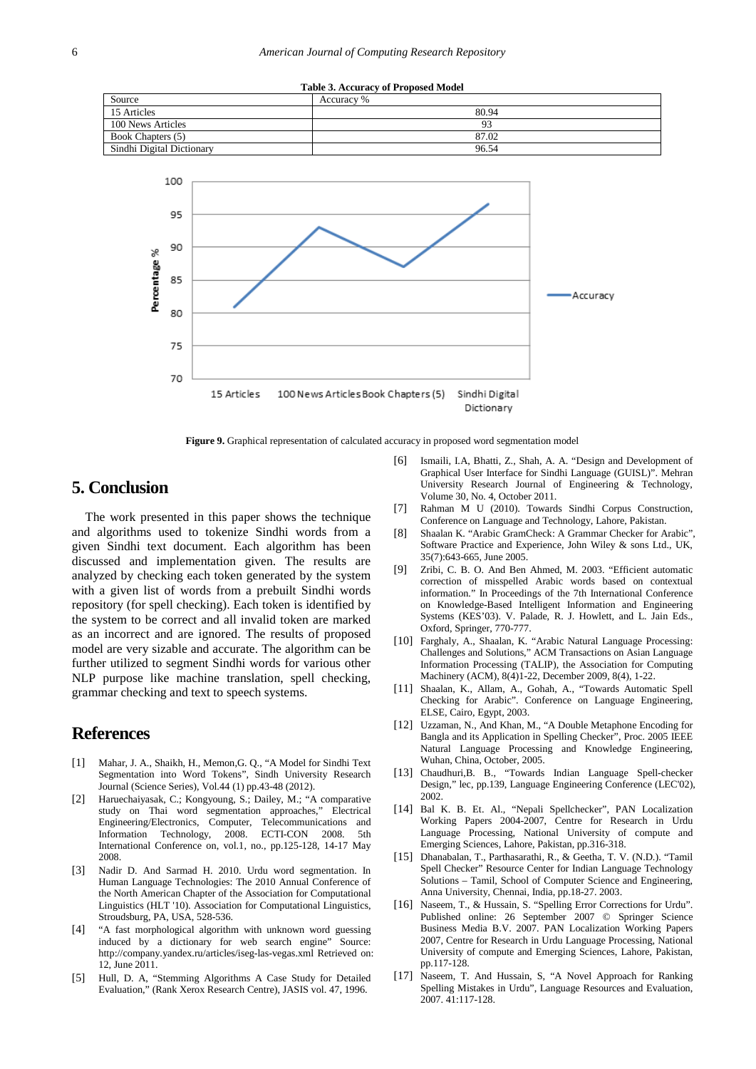**Table 3. Accuracy of Proposed Model**

| Source | Accuracy % |
|---|---|
| 15 Articles | 80.94 |
| 100 News Articles | 93 |
| Book Chapters (5) | 87.02 |
| Sindhi Digital Dictionary | 96.54 |

**Figure 9.** Graphical representation of calculated accuracy in proposed word segmentation model

## 5. Conclusion

The work presented in this paper shows the technique and algorithms used to tokenize Sindhi words from a given Sindhi text document. Each algorithm has been discussed and implementation given. The results are analyzed by checking each token generated by the system with a given list of words from a prebuilt Sindhi words repository (for spell checking). Each token is identified by the system to be correct and all invalid token are marked as an incorrect and are ignored. The results of proposed model are very sizable and accurate. The algorithm can be further utilized to segment Sindhi words for various other NLP purpose like machine translation, spell checking, grammar checking and text to speech systems.

## References

[1] Mahar, J. A., Shaikh, H., Memon,G. Q., "A Model for Sindhi Text Segmentation into Word Tokens", Sindh University Research Journal (Science Series), Vol.44 (1) pp.43-48 (2012).

[2] Haruechaiyasak, C.; Kongyoung, S.; Dailey, M.; "A comparative study on Thai word segmentation approaches," Electrical Engineering/Electronics, Computer, Telecommunications and Information Technology, 2008. ECTI-CON 2008. 5th International Conference on, vol.1, no., pp.125-128, 14-17 May 2008.

[3] Nadir D. And Sarmad H. 2010. Urdu word segmentation. In Human Language Technologies: The 2010 Annual Conference of the North American Chapter of the Association for Computational Linguistics (HLT '10). Association for Computational Linguistics, Stroudsburg, PA, USA, 528-536.

[4] "A fast morphological algorithm with unknown word guessing induced by a dictionary for web search engine" Source: http://company.yandex.ru/articles/iseg-las-vegas.xml Retrieved on: 12, June 2011.

[5] Hull, D. A, "Stemming Algorithms A Case Study for Detailed Evaluation," (Rank Xerox Research Centre), JASIS vol. 47, 1996.

[6] Ismaili, I.A, Bhatti, Z., Shah, A. A. "Design and Development of Graphical User Interface for Sindhi Language (GUISL)". Mehran University Research Journal of Engineering & Technology, Volume 30, No. 4, October 2011.

[7] Rahman M U (2010). Towards Sindhi Corpus Construction, Conference on Language and Technology, Lahore, Pakistan.

[8] Shaalan K. "Arabic GramCheck: A Grammar Checker for Arabic", Software Practice and Experience, John Wiley & sons Ltd., UK, 35(7):643-665, June 2005.

[9] Zribi, C. B. O. And Ben Ahmed, M. 2003. "Efficient automatic correction of misspelled Arabic words based on contextual information." In Proceedings of the 7th International Conference on Knowledge-Based Intelligent Information and Engineering Systems (KES'03). V. Palade, R. J. Howlett, and L. Jain Eds., Oxford, Springer, 770-777.

[10] Farghaly, A., Shaalan, K. "Arabic Natural Language Processing: Challenges and Solutions," ACM Transactions on Asian Language Information Processing (TALIP), the Association for Computing Machinery (ACM), 8(4)1-22, December 2009, 8(4), 1-22.

[11] Shaalan, K., Allam, A., Gohah, A., "Towards Automatic Spell Checking for Arabic". Conference on Language Engineering, ELSE, Cairo, Egypt, 2003.

[12] Uzzaman, N., And Khan, M., "A Double Metaphone Encoding for Bangla and its Application in Spelling Checker", Proc. 2005 IEEE Natural Language Processing and Knowledge Engineering, Wuhan, China, October, 2005.

[13] Chaudhuri,B. B., "Towards Indian Language Spell-checker Design," lec, pp.139, Language Engineering Conference (LEC'02), 2002.

[14] Bal K. B. Et. Al., "Nepali Spellchecker", PAN Localization Working Papers 2004-2007, Centre for Research in Urdu Language Processing, National University of compute and Emerging Sciences, Lahore, Pakistan, pp.316-318.

[15] Dhanabalan, T., Parthasarathi, R., & Geetha, T. V. (N.D.). "Tamil Spell Checker" Resource Center for Indian Language Technology Solutions – Tamil, School of Computer Science and Engineering, Anna University, Chennai, India, pp.18-27. 2003.

[16] Naseem, T., & Hussain, S. "Spelling Error Corrections for Urdu". Published online: 26 September 2007 © Springer Science Business Media B.V. 2007. PAN Localization Working Papers 2007, Centre for Research in Urdu Language Processing, National University of compute and Emerging Sciences, Lahore, Pakistan, pp.117-128.

[17] Naseem, T. And Hussain, S, "A Novel Approach for Ranking Spelling Mistakes in Urdu", Language Resources and Evaluation, 2007. 41:117-128.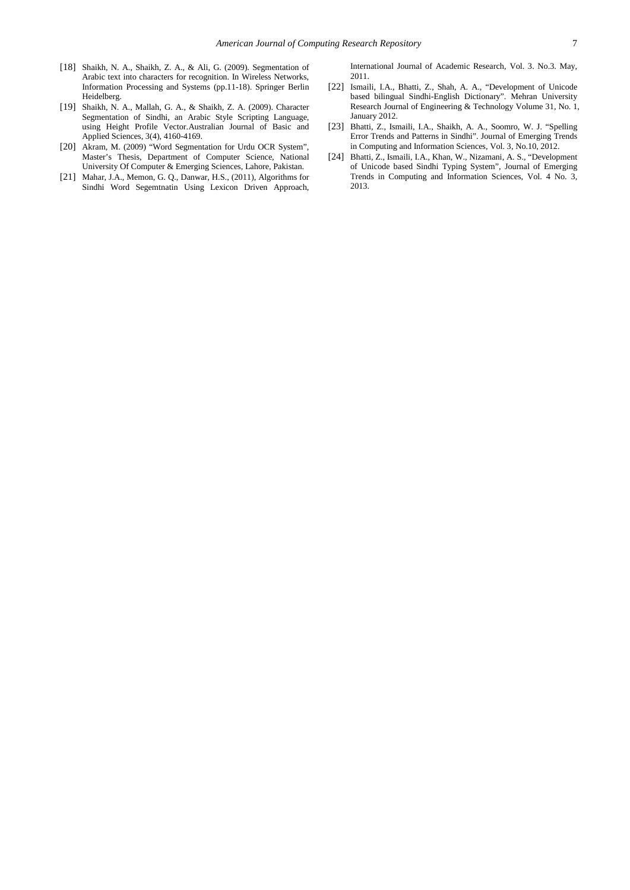[18] Shaikh, N. A., Shaikh, Z. A., & Ali, G. (2009). Segmentation of Arabic text into characters for recognition. In Wireless Networks, Information Processing and Systems (pp.11-18). Springer Berlin Heidelberg.

[19] Shaikh, N. A., Mallah, G. A., & Shaikh, Z. A. (2009). Character Segmentation of Sindhi, an Arabic Style Scripting Language, using Height Profile Vector.Australian Journal of Basic and Applied Sciences, 3(4), 4160-4169.

[20] Akram, M. (2009) "Word Segmentation for Urdu OCR System", Master's Thesis, Department of Computer Science, National University Of Computer & Emerging Sciences, Lahore, Pakistan.

[21] Mahar, J.A., Memon, G. Q., Danwar, H.S., (2011), Algorithms for Sindhi Word Segemtnatin Using Lexicon Driven Approach, International Journal of Academic Research, Vol. 3. No.3. May, 2011.

[22] Ismaili, I.A., Bhatti, Z., Shah, A. A., "Development of Unicode based bilingual Sindhi-English Dictionary". Mehran University Research Journal of Engineering & Technology Volume 31, No. 1, January 2012.

[23] Bhatti, Z., Ismaili, I.A., Shaikh, A. A., Soomro, W. J. "Spelling Error Trends and Patterns in Sindhi". Journal of Emerging Trends in Computing and Information Sciences, Vol. 3, No.10, 2012.

[24] Bhatti, Z., Ismaili, I.A., Khan, W., Nizamani, A. S., "Development of Unicode based Sindhi Typing System", Journal of Emerging Trends in Computing and Information Sciences, Vol. 4 No. 3, 2013.